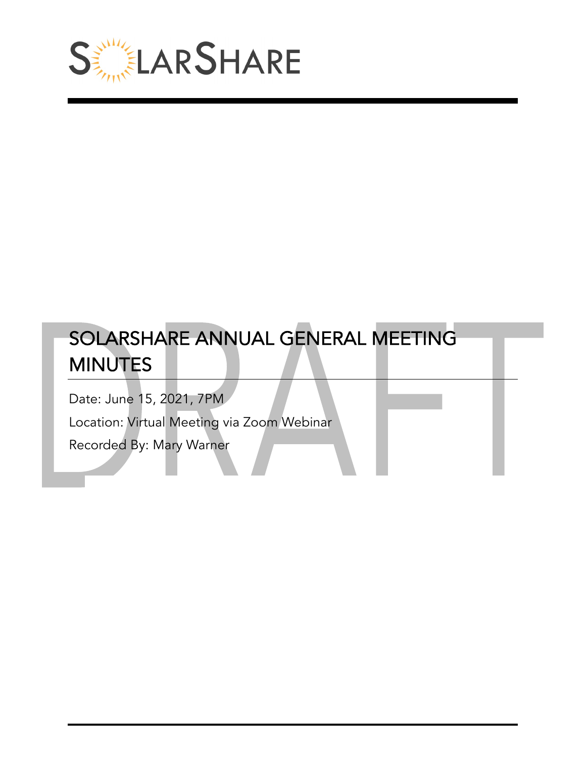SOLARSHARE

# SOLARSHARE ANNUAL GENERAL MEETING MINUTES

Date: June 15, 2021, 7PM

Location: Virtual Meeting via Zoom Webinar

Recorded By: Mary Warner

DRAFT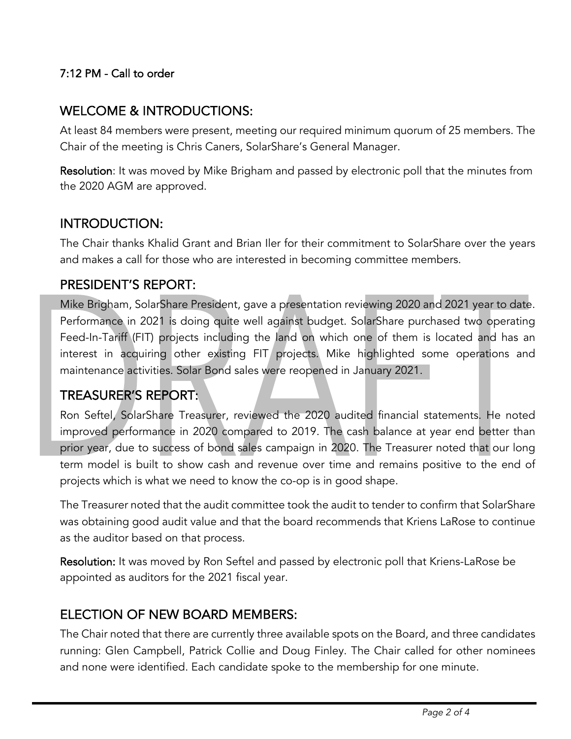7:12 PM - Call to order

## WELCOME & INTRODUCTIONS:

At least 84 members were present, meeting our required minimum quorum of 25 members. The Chair of the meeting is Chris Caners, SolarShare's General Manager.

**Resolution**: It was moved by Mike Brigham and passed by electronic poll that the minutes from the 2020 AGM are approved.

## INTRODUCTION:

The Chair thanks Khalid Grant and Brian Iler for their commitment to SolarShare over the years and makes a call for those who are interested in becoming committee members.

## PRESIDENT'S REPORT:

Mike Brigham, SolarShare President, gave a presentation reviewing 2020 and 2021 year to date. Performance in 2021 is doing quite well against budget. SolarShare purchased two operating Feed-In-Tariff (FIT) projects including the land on which one of them is located and has an interest in acquiring other existing FIT projects. Mike highlighted some operations and maintenance activities. Solar Bond sales were reopened in January 2021.

## TREASURER'S REPORT:

Ron Seftel, SolarShare Treasurer, reviewed the 2020 audited financial statements. He noted improved performance in 2020 compared to 2019. The cash balance at year end better than prior year, due to success of bond sales campaign in 2020. The Treasurer noted that our long term model is built to show cash and revenue over time and remains positive to the end of projects which is what we need to know the co-op is in good shape.

The Treasurer noted that the audit committee took the audit to tender to confirm that SolarShare was obtaining good audit value and that the board recommends that Kriens LaRose to continue as the auditor based on that process.

**Resolution:** It was moved by Ron Seftel and passed by electronic poll that Kriens-LaRose be appointed as auditors for the 2021 fiscal year.

## ELECTION OF NEW BOARD MEMBERS:

The Chair noted that there are currently three available spots on the Board, and three candidates running: Glen Campbell, Patrick Collie and Doug Finley. The Chair called for other nominees and none were identified. Each candidate spoke to the membership for one minute.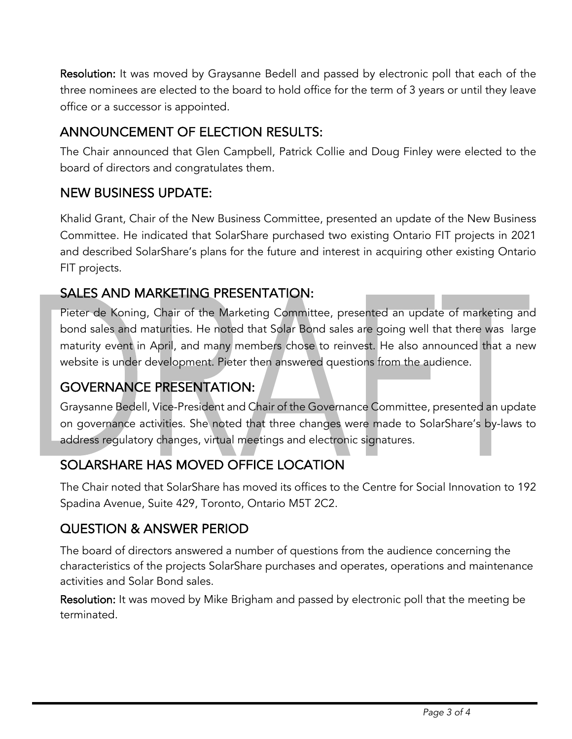**Resolution:** It was moved by Graysanne Bedell and passed by electronic poll that each of the three nominees are elected to the board to hold office for the term of 3 years or until they leave office or a successor is appointed.

## ANNOUNCEMENT OF ELECTION RESULTS:

The Chair announced that Glen Campbell, Patrick Collie and Doug Finley were elected to the board of directors and congratulates them.

## NEW BUSINESS UPDATE:

Khalid Grant, Chair of the New Business Committee, presented an update of the New Business Committee. He indicated that SolarShare purchased two existing Ontario FIT projects in 2021 and described SolarShare's plans for the future and interest in acquiring other existing Ontario FIT projects.

## SALES AND MARKETING PRESENTATION:

Pieter de Koning, Chair of the Marketing Committee, presented an update of marketing and bond sales and maturities. He noted that Solar Bond sales are going well that there was large maturity event in April, and many members chose to reinvest. He also announced that a new website is under development. Pieter then answered questions from the audience.

## GOVERNANCE PRESENTATION:

Graysanne Bedell, Vice-President and Chair of the Governance Committee, presented an update on governance activities. She noted that three changes were made to SolarShare's by-laws to address regulatory changes, virtual meetings and electronic signatures.

## SOLARSHARE HAS MOVED OFFICE LOCATION

The Chair noted that SolarShare has moved its offices to the Centre for Social Innovation to 192 Spadina Avenue, Suite 429, Toronto, Ontario M5T 2C2.

## QUESTION & ANSWER PERIOD

The board of directors answered a number of questions from the audience concerning the characteristics of the projects SolarShare purchases and operates, operations and maintenance activities and Solar Bond sales.

**Resolution:** It was moved by Mike Brigham and passed by electronic poll that the meeting be terminated.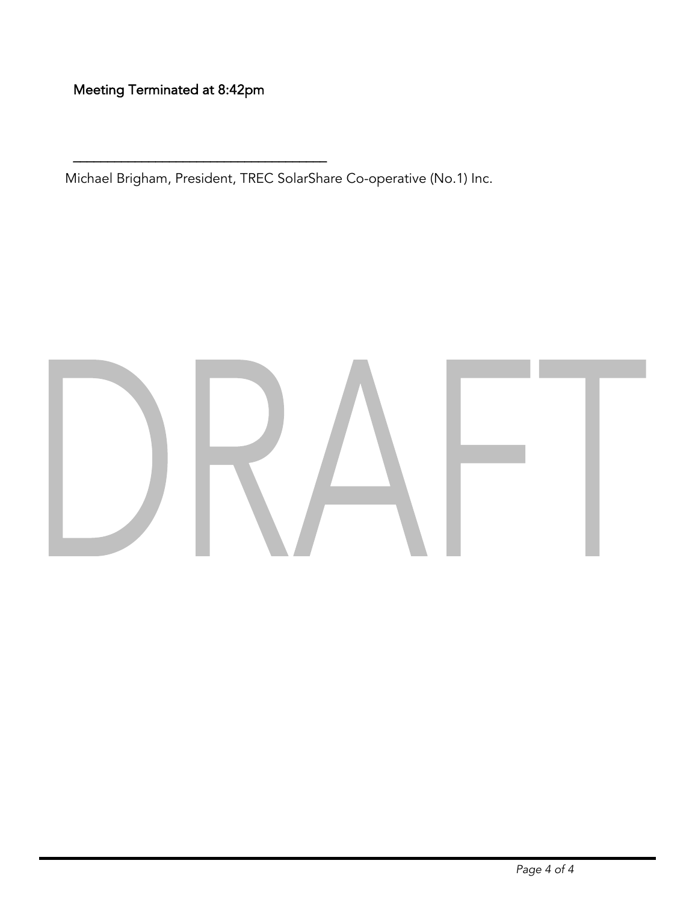**Meeting Terminated at 8:42pm**

_______________________________________

Michael Brigham, President, TREC SolarShare Co-operative (No.1) Inc.

DRAFT